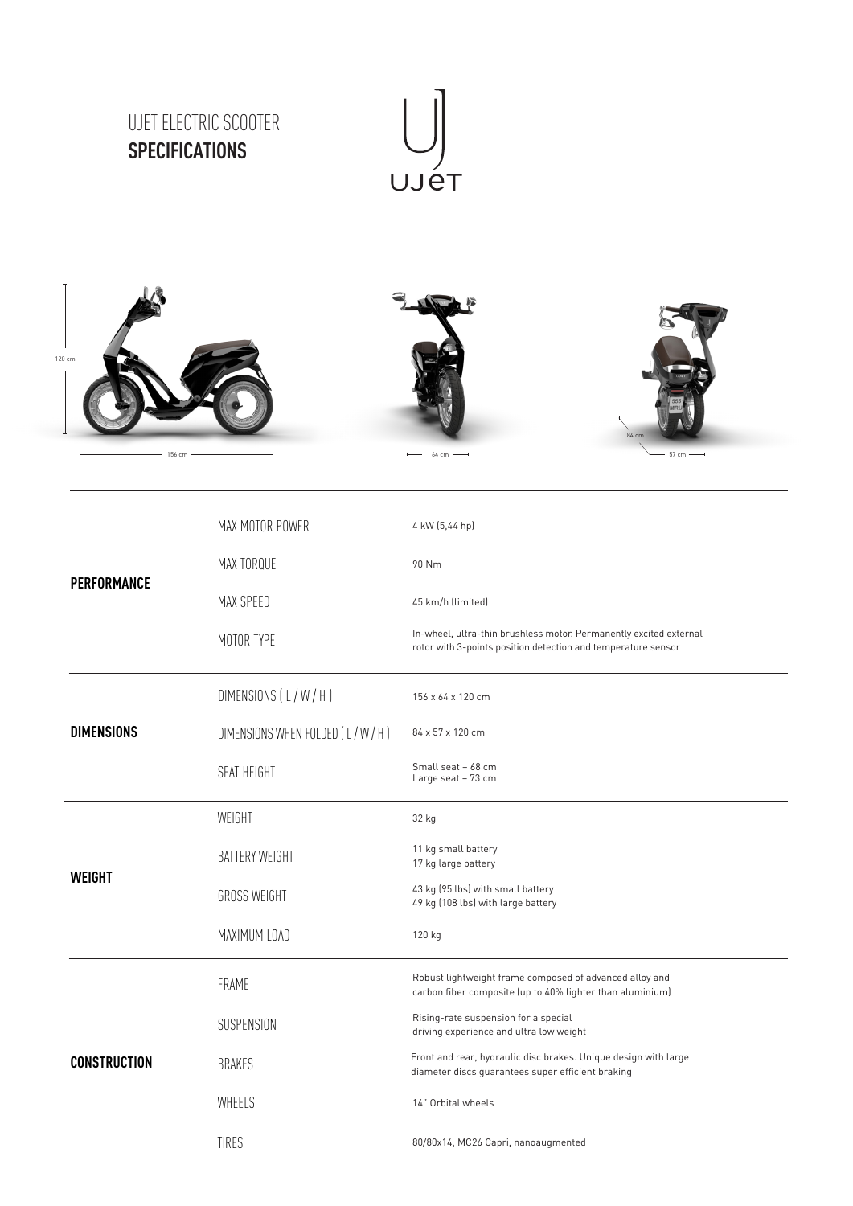# UJET ELECTRIC SCOOTER
## SPECIFICATIONS

| | | |
|---|---|---|
| **PERFORMANCE** | MAX MOTOR POWER | 4 kW (5,44 hp) |
| | MAX TORQUE | 90 Nm |
| | MAX SPEED | 45 km/h (limited) |
| | MOTOR TYPE | In-wheel, ultra-thin brushless motor. Permanently excited external rotor with 3-points position detection and temperature sensor |
| **DIMENSIONS** | DIMENSIONS ( L / W / H ) | 156 x 64 x 120 cm |
| | DIMENSIONS WHEN FOLDED ( L / W / H ) | 84 x 57 x 120 cm |
| | SEAT HEIGHT | Small seat – 68 cm<br>Large seat – 73 cm |
| **WEIGHT** | WEIGHT | 32 kg |
| | BATTERY WEIGHT | 11 kg small battery<br>17 kg large battery |
| | GROSS WEIGHT | 43 kg (95 lbs) with small battery<br>49 kg (108 lbs) with large battery |
| | MAXIMUM LOAD | 120 kg |
| **CONSTRUCTION** | FRAME | Robust lightweight frame composed of advanced alloy and carbon fiber composite (up to 40% lighter than aluminium) |
| | SUSPENSION | Rising-rate suspension for a special driving experience and ultra low weight |
| | BRAKES | Front and rear, hydraulic disc brakes. Unique design with large diameter discs guarantees super efficient braking |
| | WHEELS | 14" Orbital wheels |
| | TIRES | 80/80x14, MC26 Capri, nanoaugmented |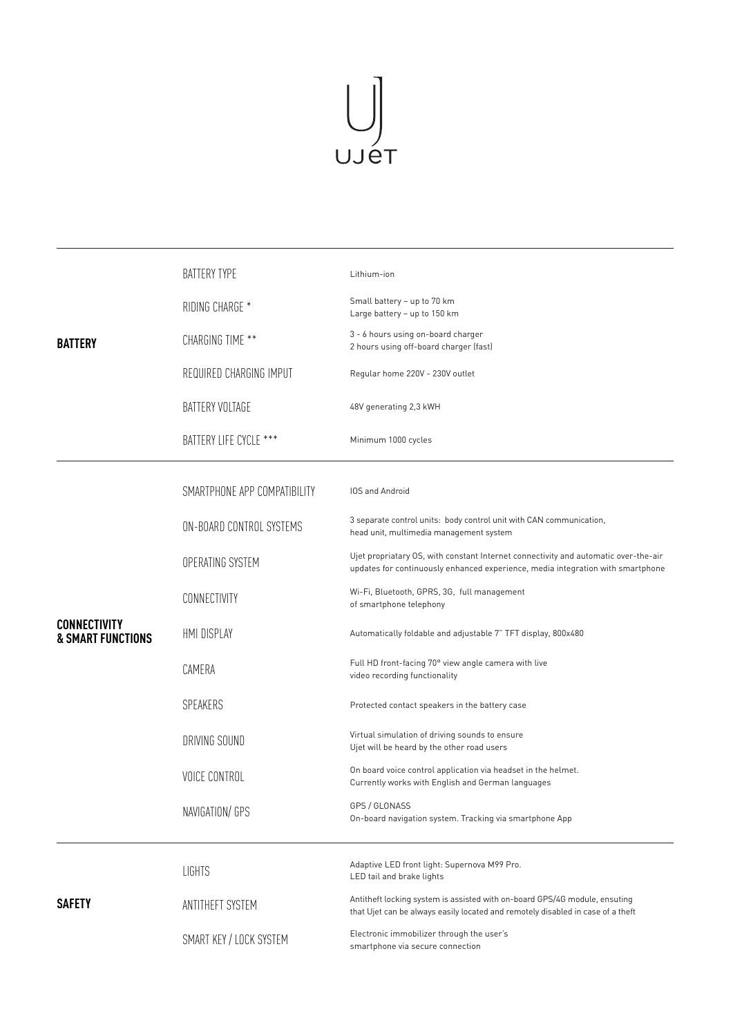UJET

| | | |
|---|---|---|
| **BATTERY** | BATTERY TYPE | Lithium-ion |
| | RIDING CHARGE * | Small battery – up to 70 km<br>Large battery – up to 150 km |
| | CHARGING TIME ** | 3 - 6 hours using on-board charger<br>2 hours using off-board charger (fast) |
| | REQUIRED CHARGING IMPUT | Regular home 220V - 230V outlet |
| | BATTERY VOLTAGE | 48V generating 2,3 kWH |
| | BATTERY LIFE CYCLE *** | Minimum 1000 cycles |
| **CONNECTIVITY & SMART FUNCTIONS** | SMARTPHONE APP COMPATIBILITY | IOS and Android |
| | ON-BOARD CONTROL SYSTEMS | 3 separate control units: body control unit with CAN communication, head unit, multimedia management system |
| | OPERATING SYSTEM | Ujet propriatary OS, with constant Internet connectivity and automatic over-the-air updates for continuously enhanced experience, media integration with smartphone |
| | CONNECTIVITY | Wi-Fi, Bluetooth, GPRS, 3G, full management of smartphone telephony |
| | HMI DISPLAY | Automatically foldable and adjustable 7" TFT display, 800x480 |
| | CAMERA | Full HD front-facing 70° view angle camera with live video recording functionality |
| | SPEAKERS | Protected contact speakers in the battery case |
| | DRIVING SOUND | Virtual simulation of driving sounds to ensure Ujet will be heard by the other road users |
| | VOICE CONTROL | On board voice control application via headset in the helmet. Currently works with English and German languages |
| | NAVIGATION/ GPS | GPS / GLONASS<br>On-board navigation system. Tracking via smartphone App |
| **SAFETY** | LIGHTS | Adaptive LED front light: Supernova M99 Pro.<br>LED tail and brake lights |
| | ANTITHEFT SYSTEM | Antitheft locking system is assisted with on-board GPS/4G module, ensuting that Ujet can be always easily located and remotely disabled in case of a theft |
| | SMART KEY / LOCK SYSTEM | Electronic immobilizer through the user's smartphone via secure connection |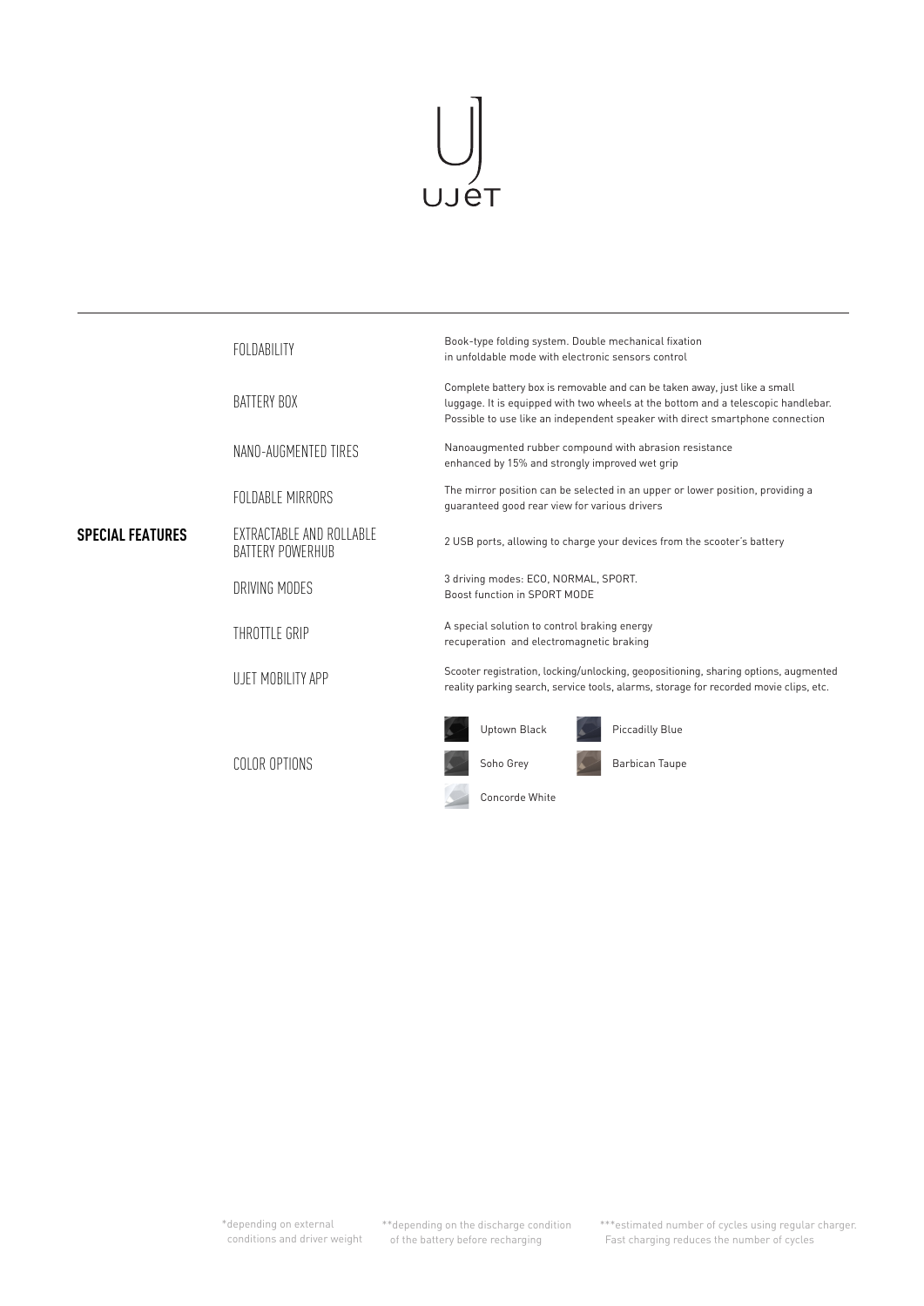UJET

| | | |
|---|---|---|
| **SPECIAL FEATURES** | FOLDABILITY | Book-type folding system. Double mechanical fixation in unfoldable mode with electronic sensors control |
| | BATTERY BOX | Complete battery box is removable and can be taken away, just like a small luggage. It is equipped with two wheels at the bottom and a telescopic handlebar. Possible to use like an independent speaker with direct smartphone connection |
| | NANO-AUGMENTED TIRES | Nanoaugmented rubber compound with abrasion resistance enhanced by 15% and strongly improved wet grip |
| | FOLDABLE MIRRORS | The mirror position can be selected in an upper or lower position, providing a guaranteed good rear view for various drivers |
| | EXTRACTABLE AND ROLLABLE BATTERY POWERHUB | 2 USB ports, allowing to charge your devices from the scooter's battery |
| | DRIVING MODES | 3 driving modes: ECO, NORMAL, SPORT. Boost function in SPORT MODE |
| | THROTTLE GRIP | A special solution to control braking energy recuperation and electromagnetic braking |
| | UJET MOBILITY APP | Scooter registration, locking/unlocking, geopositioning, sharing options, augmented reality parking search, service tools, alarms, storage for recorded movie clips, etc. |
| | COLOR OPTIONS | Uptown Black, Piccadilly Blue, Soho Grey, Barbican Taupe, Concorde White |

*depending on external conditions and driver weight

**depending on the discharge condition of the battery before recharging

***estimated number of cycles using regular charger. Fast charging reduces the number of cycles